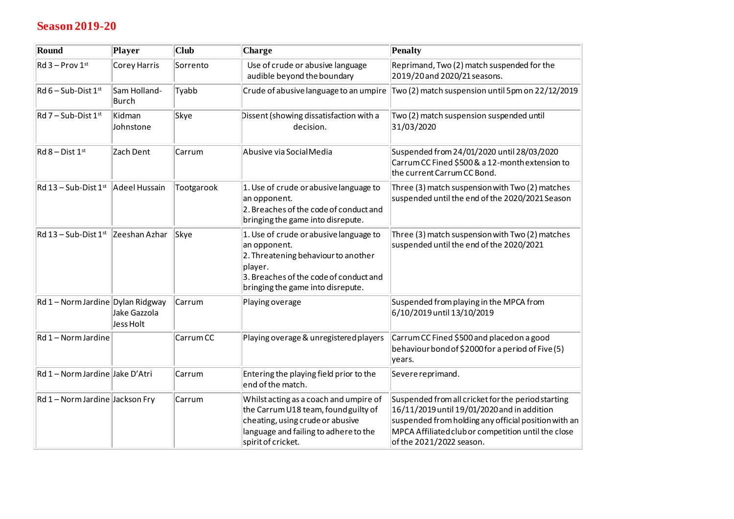## Season 2019-20

| Round | Player | Club | Charge | Penalty |
|---|---|---|---|---|
| Rd 3 – Prov 1st | Corey Harris | Sorrento | Use of crude or abusive language audible beyond the boundary | Reprimand, Two (2) match suspended for the 2019/20 and 2020/21 seasons. |
| Rd 6 – Sub-Dist 1st | Sam Holland-Burch | Tyabb | Crude of abusive language to an umpire | Two (2) match suspension until 5pm on 22/12/2019 |
| Rd 7 – Sub-Dist 1st | Kidman Johnstone | Skye | Dissent (showing dissatisfaction with a decision. | Two (2) match suspension suspended until 31/03/2020 |
| Rd 8 – Dist 1st | Zach Dent | Carrum | Abusive via Social Media | Suspended from 24/01/2020 until 28/03/2020 Carrum CC Fined $500 & a 12-month extension to the current Carrum CC Bond. |
| Rd 13 – Sub-Dist 1st | Adeel Hussain | Tootgarook | 1. Use of crude or abusive language to an opponent.<br>2. Breaches of the code of conduct and bringing the game into disrepute. | Three (3) match suspension with Two (2) matches suspended until the end of the 2020/2021 Season |
| Rd 13 – Sub-Dist 1st | Zeeshan Azhar | Skye | 1. Use of crude or abusive language to an opponent.<br>2. Threatening behaviour to another player.<br>3. Breaches of the code of conduct and bringing the game into disrepute. | Three (3) match suspension with Two (2) matches suspended until the end of the 2020/2021 |
| Rd 1 – Norm Jardine | Dylan Ridgway<br>Jake Gazzola<br>Jess Holt | Carrum | Playing overage | Suspended from playing in the MPCA from 6/10/2019 until 13/10/2019 |
| Rd 1 – Norm Jardine | | Carrum CC | Playing overage & unregistered players | Carrum CC Fined $500 and placed on a good behaviour bond of $2000 for a period of Five (5) years. |
| Rd 1 – Norm Jardine | Jake D'Atri | Carrum | Entering the playing field prior to the end of the match. | Severe reprimand. |
| Rd 1 – Norm Jardine | Jackson Fry | Carrum | Whilst acting as a coach and umpire of the Carrum U18 team, found guilty of cheating, using crude or abusive language and failing to adhere to the spirit of cricket. | Suspended from all cricket for the period starting 16/11/2019 until 19/01/2020 and in addition suspended from holding any official position with an MPCA Affiliated club or competition until the close of the 2021/2022 season. |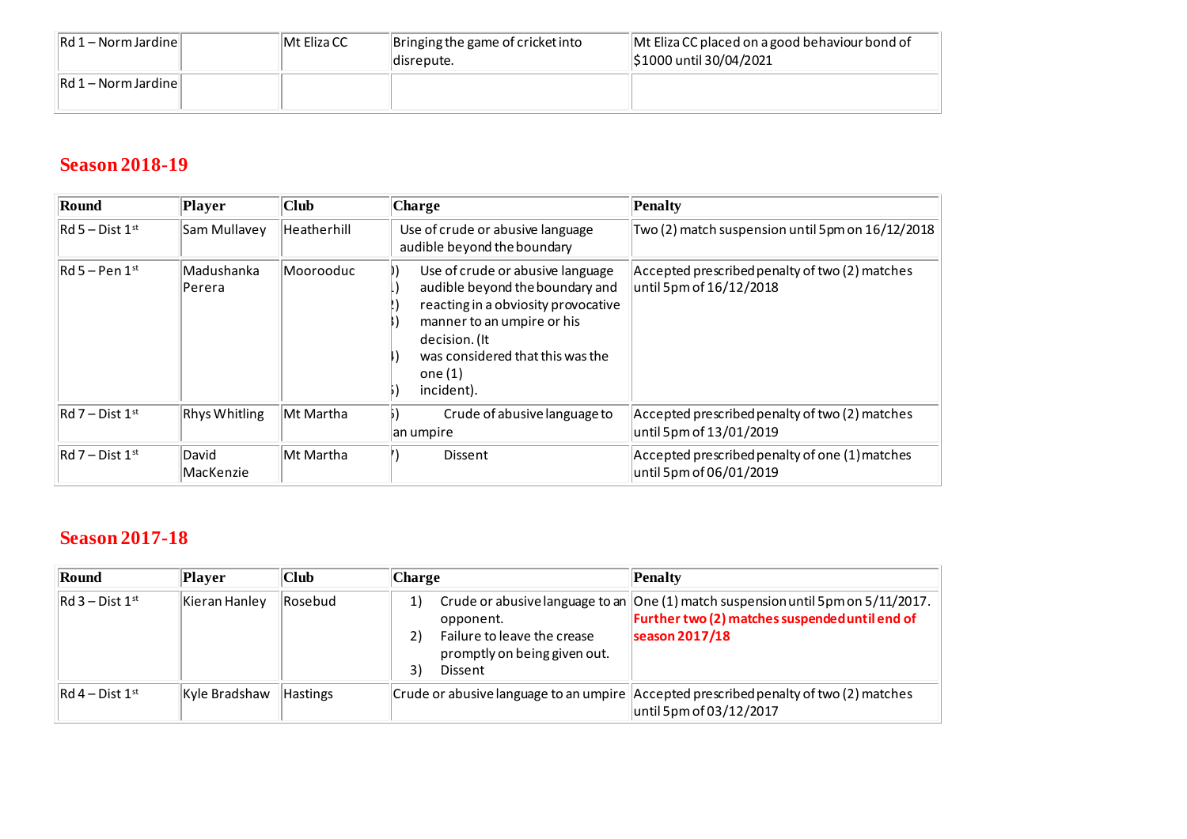| Rd 1 – Norm Jardine | | Mt Eliza CC | Bringing the game of cricket into disrepute. | Mt Eliza CC placed on a good behaviour bond of $1000 until 30/04/2021 |
|---|---|---|---|---|
| Rd 1 – Norm Jardine | | | | |

## Season 2018-19

| Round | Player | Club | Charge | Penalty |
|---|---|---|---|---|
| Rd 5 – Dist 1st | Sam Mullavey | Heatherhill | Use of crude or abusive language audible beyond the boundary | Two (2) match suspension until 5pm on 16/12/2018 |
| Rd 5 – Pen 1st | Madushanka Perera | Moorooduc | Use of crude or abusive language audible beyond the boundary and reacting in a obviosity provocative manner to an umpire or his decision. (It was considered that this was the one (1) incident). | Accepted prescribed penalty of two (2) matches until 5pm of 16/12/2018 |
| Rd 7 – Dist 1st | Rhys Whitling | Mt Martha | Crude of abusive language to an umpire | Accepted prescribed penalty of two (2) matches until 5pm of 13/01/2019 |
| Rd 7 – Dist 1st | David MacKenzie | Mt Martha | Dissent | Accepted prescribed penalty of one (1) matches until 5pm of 06/01/2019 |

## Season 2017-18

| Round | Player | Club | Charge | Penalty |
|---|---|---|---|---|
| Rd 3 – Dist 1st | Kieran Hanley | Rosebud | 1) Crude or abusive language to an opponent. 2) Failure to leave the crease promptly on being given out. 3) Dissent | One (1) match suspension until 5pm on 5/11/2017. **Further two (2) matches suspended until end of season 2017/18** |
| Rd 4 – Dist 1st | Kyle Bradshaw | Hastings | Crude or abusive language to an umpire | Accepted prescribed penalty of two (2) matches until 5pm of 03/12/2017 |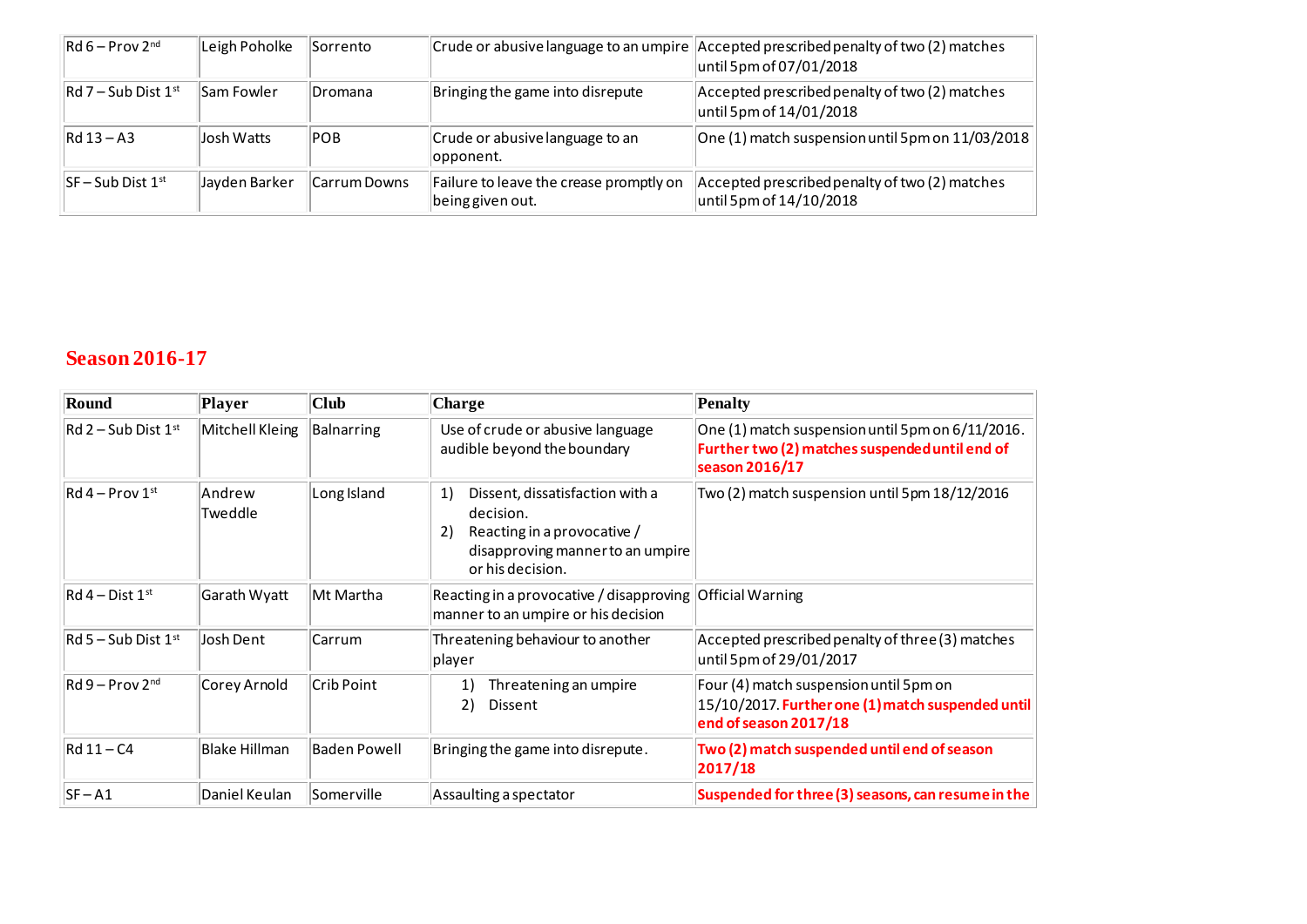| | | | | |
|---|---|---|---|---|
| Rd 6 – Prov 2nd | Leigh Poholke | Sorrento | Crude or abusive language to an umpire | Accepted prescribed penalty of two (2) matches until 5pm of 07/01/2018 |
| Rd 7 – Sub Dist 1st | Sam Fowler | Dromana | Bringing the game into disrepute | Accepted prescribed penalty of two (2) matches until 5pm of 14/01/2018 |
| Rd 13 – A3 | Josh Watts | POB | Crude or abusive language to an opponent. | One (1) match suspension until 5pm on 11/03/2018 |
| SF – Sub Dist 1st | Jayden Barker | Carrum Downs | Failure to leave the crease promptly on being given out. | Accepted prescribed penalty of two (2) matches until 5pm of 14/10/2018 |

## Season 2016-17

| Round | Player | Club | Charge | Penalty |
|---|---|---|---|---|
| Rd 2 – Sub Dist 1st | Mitchell Kleing | Balnarring | Use of crude or abusive language audible beyond the boundary | One (1) match suspension until 5pm on 6/11/2016. **Further two (2) matches suspended until end of season 2016/17** |
| Rd 4 – Prov 1st | Andrew Tweddle | Long Island | 1) Dissent, dissatisfaction with a decision. 2) Reacting in a provocative / disapproving manner to an umpire or his decision. | Two (2) match suspension until 5pm 18/12/2016 |
| Rd 4 – Dist 1st | Garath Wyatt | Mt Martha | Reacting in a provocative / disapproving manner to an umpire or his decision | Official Warning |
| Rd 5 – Sub Dist 1st | Josh Dent | Carrum | Threatening behaviour to another player | Accepted prescribed penalty of three (3) matches until 5pm of 29/01/2017 |
| Rd 9 – Prov 2nd | Corey Arnold | Crib Point | 1) Threatening an umpire 2) Dissent | Four (4) match suspension until 5pm on 15/10/2017. **Further one (1) match suspended until end of season 2017/18** |
| Rd 11 – C4 | Blake Hillman | Baden Powell | Bringing the game into disrepute. | **Two (2) match suspended until end of season 2017/18** |
| SF – A1 | Daniel Keulan | Somerville | Assaulting a spectator | **Suspended for three (3) seasons, can resume in the** |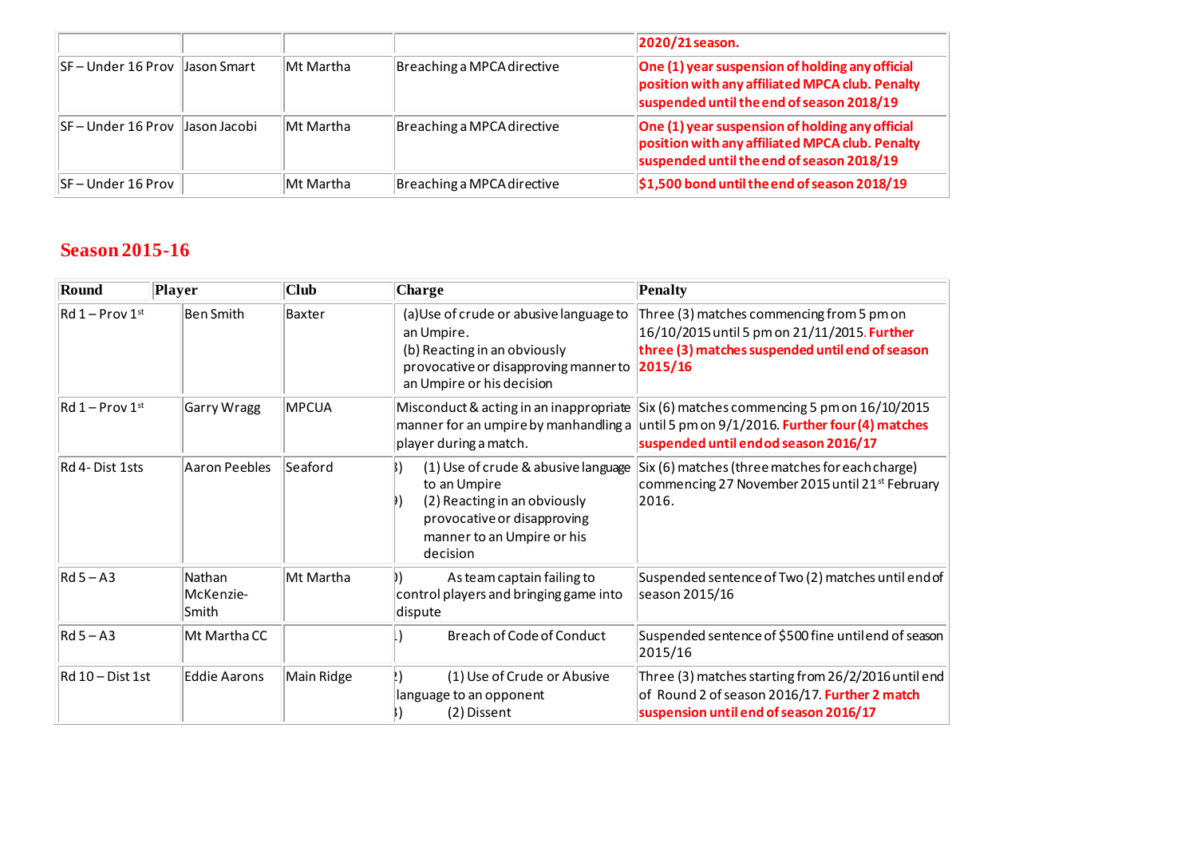| | | | | |
|---|---|---|---|---|
| | | | | **2020/21 season.** |
| SF – Under 16 Prov | Jason Smart | Mt Martha | Breaching a MPCA directive | **One (1) year suspension of holding any official position with any affiliated MPCA club. Penalty suspended until the end of season 2018/19** |
| SF – Under 16 Prov | Jason Jacobi | Mt Martha | Breaching a MPCA directive | **One (1) year suspension of holding any official position with any affiliated MPCA club. Penalty suspended until the end of season 2018/19** |
| SF – Under 16 Prov | | Mt Martha | Breaching a MPCA directive | **$1,500 bond until the end of season 2018/19** |

## Season 2015-16

| Round | Player | Club | Charge | Penalty |
|---|---|---|---|---|
| Rd 1 – Prov 1st | Ben Smith | Baxter | (a)Use of crude or abusive language to an Umpire.<br>(b) Reacting in an obviously provocative or disapproving manner to an Umpire or his decision | Three (3) matches commencing from 5 pm on 16/10/2015 until 5 pm on 21/11/2015. **Further three (3) matches suspended until end of season 2015/16** |
| Rd 1 – Prov 1st | Garry Wragg | MPCUA | Misconduct & acting in an inappropriate manner for an umpire by manhandling a player during a match. | Six (6) matches commencing 5 pm on 16/10/2015 until 5 pm on 9/1/2016. **Further four (4) matches suspended until endod season 2016/17** |
| Rd 4- Dist 1sts | Aaron Peebles | Seaford | (1) Use of crude & abusive language to an Umpire<br>(2) Reacting in an obviously provocative or disapproving manner to an Umpire or his decision | Six (6) matches (three matches for each charge) commencing 27 November 2015 until 21st February 2016. |
| Rd 5 – A3 | Nathan McKenzie-Smith | Mt Martha | As team captain failing to control players and bringing game into dispute | Suspended sentence of Two (2) matches until end of season 2015/16 |
| Rd 5 – A3 | Mt Martha CC | | Breach of Code of Conduct | Suspended sentence of $500 fine until end of season 2015/16 |
| Rd 10 – Dist 1st | Eddie Aarons | Main Ridge | (1) Use of Crude or Abusive language to an opponent<br>(2) Dissent | Three (3) matches starting from 26/2/2016 until end of Round 2 of season 2016/17. **Further 2 match suspension until end of season 2016/17** |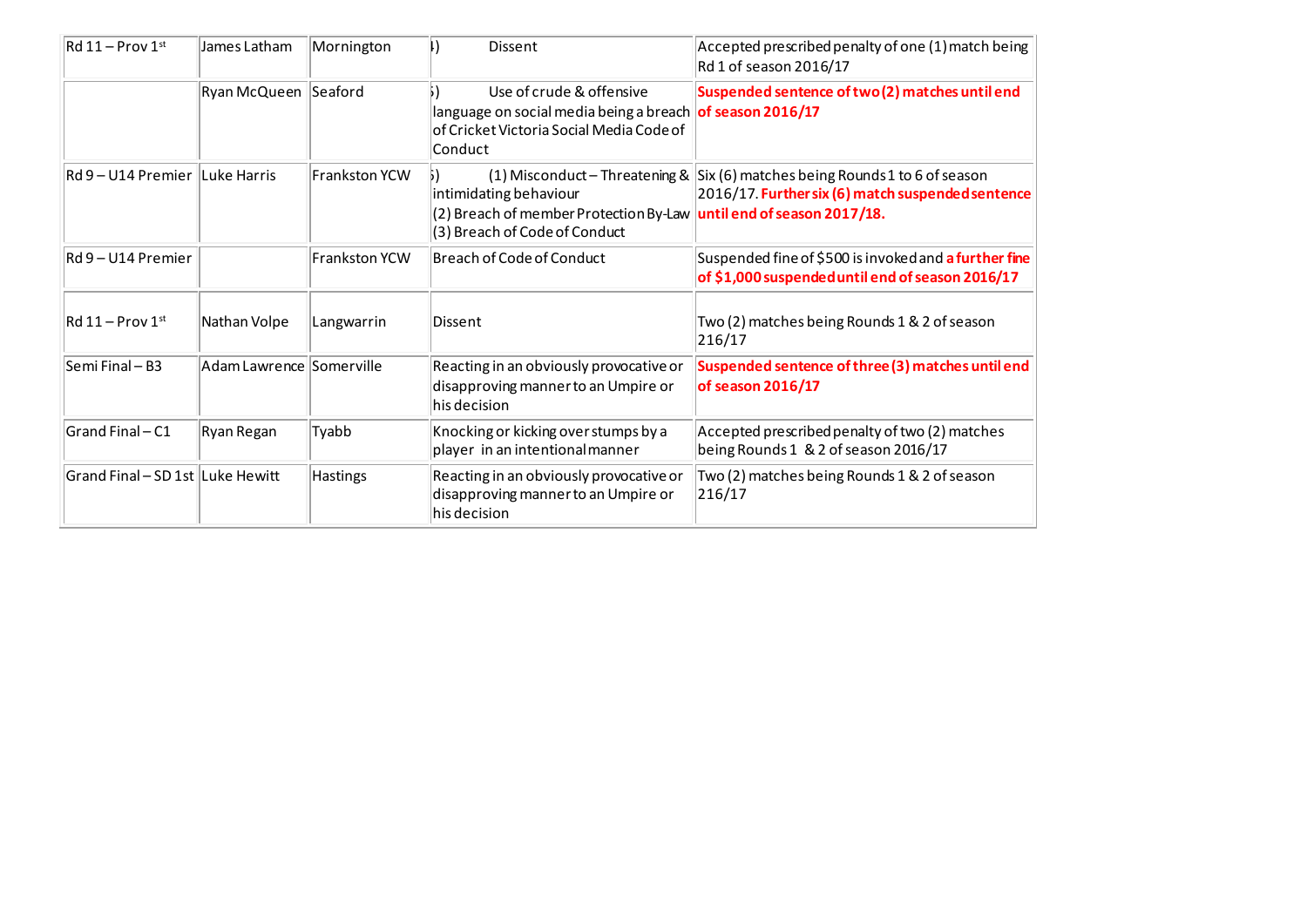| | | | | |
|---|---|---|---|---|
| Rd 11 – Prov 1st | James Latham | Mornington | 4) Dissent | Accepted prescribed penalty of one (1) match being Rd 1 of season 2016/17 |
| | Ryan McQueen | Seaford | 5) Use of crude & offensive language on social media being a breach of Cricket Victoria Social Media Code of Conduct | **Suspended sentence of two (2) matches until end of season 2016/17** |
| Rd 9 – U14 Premier | Luke Harris | Frankston YCW | 6) (1) Misconduct – Threatening & intimidating behaviour (2) Breach of member Protection By-Law (3) Breach of Code of Conduct | Six (6) matches being Rounds 1 to 6 of season 2016/17. **Further six (6) match suspended sentence until end of season 2017/18.** |
| Rd 9 – U14 Premier | | Frankston YCW | Breach of Code of Conduct | Suspended fine of $500 is invoked and **a further fine of $1,000 suspended until end of season 2016/17** |
| Rd 11 – Prov 1st | Nathan Volpe | Langwarrin | Dissent | Two (2) matches being Rounds 1 & 2 of season 216/17 |
| Semi Final – B3 | Adam Lawrence | Somerville | Reacting in an obviously provocative or disapproving manner to an Umpire or his decision | **Suspended sentence of three (3) matches until end of season 2016/17** |
| Grand Final – C1 | Ryan Regan | Tyabb | Knocking or kicking over stumps by a player in an intentional manner | Accepted prescribed penalty of two (2) matches being Rounds 1 & 2 of season 2016/17 |
| Grand Final – SD 1st | Luke Hewitt | Hastings | Reacting in an obviously provocative or disapproving manner to an Umpire or his decision | Two (2) matches being Rounds 1 & 2 of season 216/17 |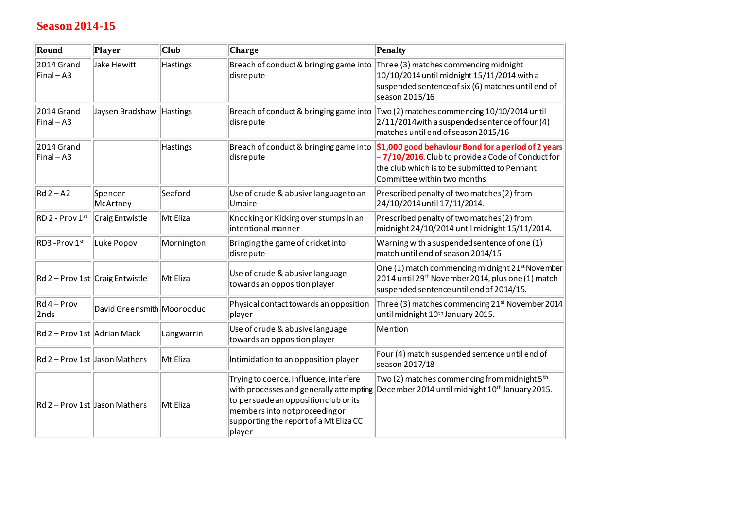## Season 2014-15

| Round | Player | Club | Charge | Penalty |
|---|---|---|---|---|
| 2014 Grand Final – A3 | Jake Hewitt | Hastings | Breach of conduct & bringing game into disrepute | Three (3) matches commencing midnight 10/10/2014 until midnight 15/11/2014 with a suspended sentence of six (6) matches until end of season 2015/16 |
| 2014 Grand Final – A3 | Jaysen Bradshaw | Hastings | Breach of conduct & bringing game into disrepute | Two (2) matches commencing 10/10/2014 until 2/11/2014with a suspended sentence of four (4) matches until end of season 2015/16 |
| 2014 Grand Final – A3 | | Hastings | Breach of conduct & bringing game into disrepute | **$1,000 good behaviour Bond for a period of 2 years – 7/10/2016**. Club to provide a Code of Conduct for the club which is to be submitted to Pennant Committee within two months |
| Rd 2 – A2 | Spencer McArtney | Seaford | Use of crude & abusive language to an Umpire | Prescribed penalty of two matches (2) from 24/10/2014 until 17/11/2014. |
| RD 2 - Prov 1st | Craig Entwistle | Mt Eliza | Knocking or Kicking over stumps in an intentional manner | Prescribed penalty of two matches (2) from midnight 24/10/2014 until midnight 15/11/2014. |
| RD3 -Prov 1st | Luke Popov | Mornington | Bringing the game of cricket into disrepute | Warning with a suspended sentence of one (1) match until end of season 2014/15 |
| Rd 2 – Prov 1st | Craig Entwistle | Mt Eliza | Use of crude & abusive language towards an opposition player | One (1) match commencing midnight 21st November 2014 until 29th November 2014, plus one (1) match suspended sentence until end of 2014/15. |
| Rd 4 – Prov 2nds | David Greensmith | Moorooduc | Physical contact towards an opposition player | Three (3) matches commencing 21st November 2014 until midnight 10th January 2015. |
| Rd 2 – Prov 1st | Adrian Mack | Langwarrin | Use of crude & abusive language towards an opposition player | Mention |
| Rd 2 – Prov 1st | Jason Mathers | Mt Eliza | Intimidation to an opposition player | Four (4) match suspended sentence until end of season 2017/18 |
| Rd 2 – Prov 1st | Jason Mathers | Mt Eliza | Trying to coerce, influence, interfere with processes and generally attempting to persuade an opposition club or its members into not proceeding or supporting the report of a Mt Eliza CC player | Two (2) matches commencing from midnight 5th December 2014 until midnight 10th January 2015. |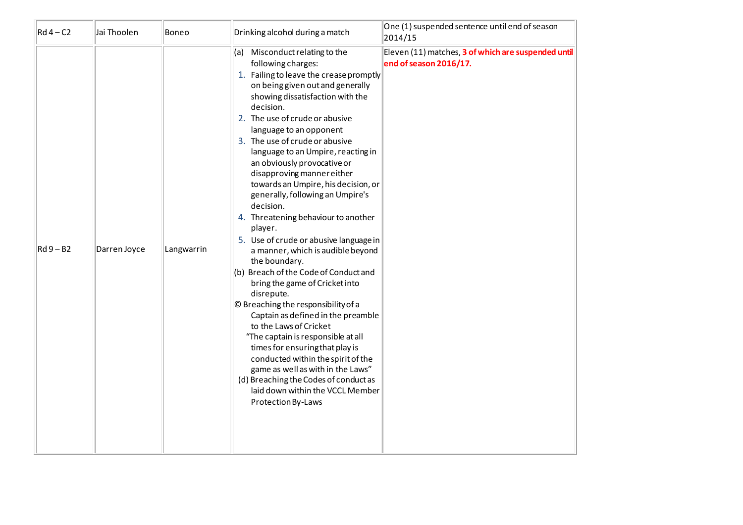| | | | | |
|---|---|---|---|---|
| Rd 4 – C2 | Jai Thoolen | Boneo | Drinking alcohol during a match | One (1) suspended sentence until end of season 2014/15 |
| Rd 9 – B2 | Darren Joyce | Langwarrin | (a) Misconduct relating to the following charges:<br>1. Failing to leave the crease promptly on being given out and generally showing dissatisfaction with the decision.<br>2. The use of crude or abusive language to an opponent<br>3. The use of crude or abusive language to an Umpire, reacting in an obviously provocative or disapproving manner either towards an Umpire, his decision, or generally, following an Umpire's decision.<br>4. Threatening behaviour to another player.<br>5. Use of crude or abusive language in a manner, which is audible beyond the boundary.<br>(b) Breach of the Code of Conduct and bring the game of Cricket into disrepute.<br>© Breaching the responsibility of a Captain as defined in the preamble to the Laws of Cricket "The captain is responsible at all times for ensuring that play is conducted within the spirit of the game as well as with in the Laws"<br>(d) Breaching the Codes of conduct as laid down within the VCCL Member Protection By-Laws | Eleven (11) matches, **3 of which are suspended until end of season 2016/17.** |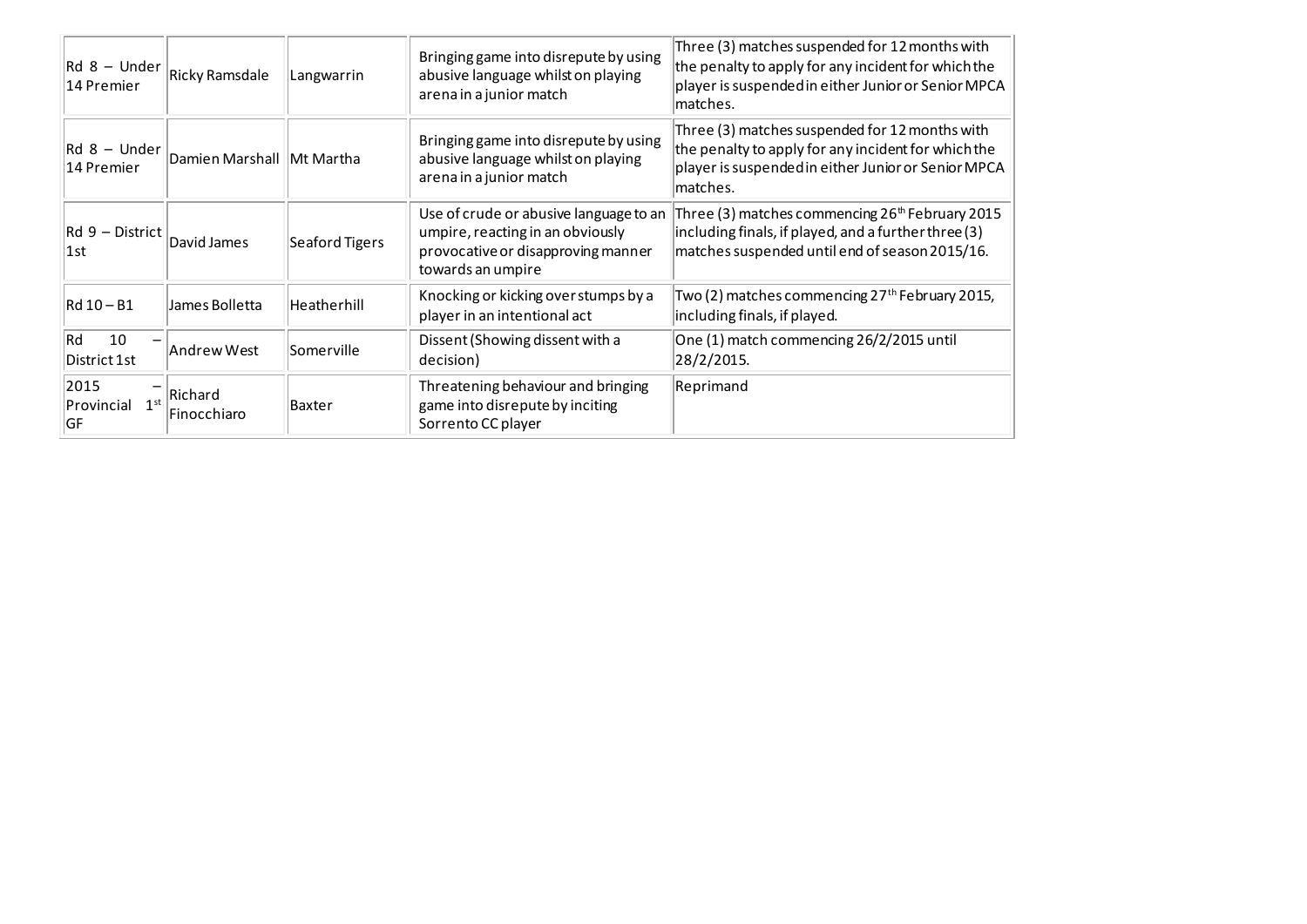| | | | | |
|---|---|---|---|---|
| Rd 8 – Under 14 Premier | Ricky Ramsdale | Langwarrin | Bringing game into disrepute by using abusive language whilst on playing arena in a junior match | Three (3) matches suspended for 12 months with the penalty to apply for any incident for which the player is suspended in either Junior or Senior MPCA matches. |
| Rd 8 – Under 14 Premier | Damien Marshall | Mt Martha | Bringing game into disrepute by using abusive language whilst on playing arena in a junior match | Three (3) matches suspended for 12 months with the penalty to apply for any incident for which the player is suspended in either Junior or Senior MPCA matches. |
| Rd 9 – District 1st | David James | Seaford Tigers | Use of crude or abusive language to an umpire, reacting in an obviously provocative or disapproving manner towards an umpire | Three (3) matches commencing 26th February 2015 including finals, if played, and a further three (3) matches suspended until end of season 2015/16. |
| Rd 10 – B1 | James Bolletta | Heatherhill | Knocking or kicking over stumps by a player in an intentional act | Two (2) matches commencing 27th February 2015, including finals, if played. |
| Rd 10 – District 1st | Andrew West | Somerville | Dissent (Showing dissent with a decision) | One (1) match commencing 26/2/2015 until 28/2/2015. |
| 2015 – Provincial 1st GF | Richard Finocchiaro | Baxter | Threatening behaviour and bringing game into disrepute by inciting Sorrento CC player | Reprimand |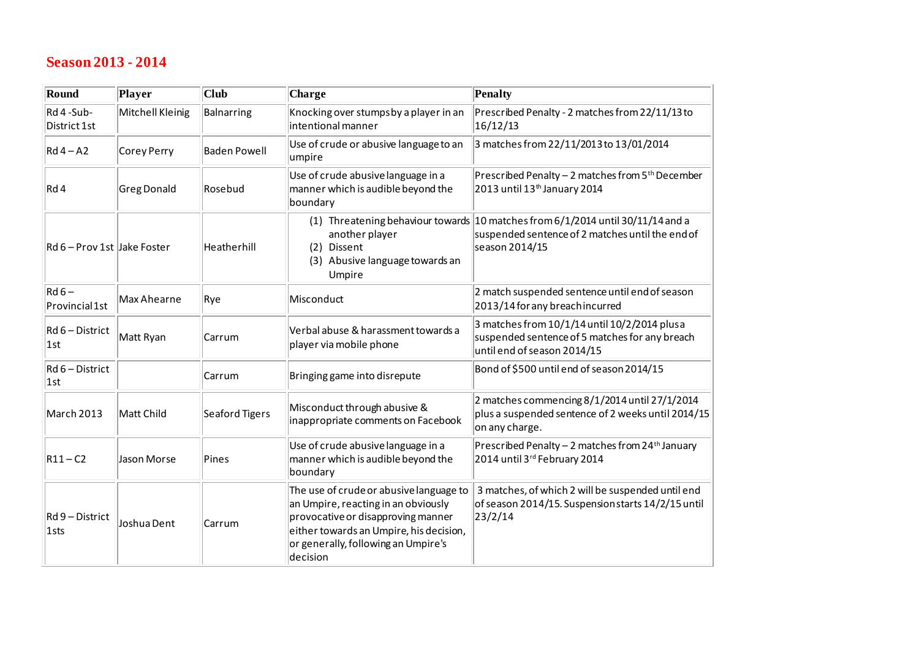## Season 2013 - 2014

| Round | Player | Club | Charge | Penalty |
|---|---|---|---|---|
| Rd 4 -Sub-District 1st | Mitchell Kleinig | Balnarring | Knocking over stumps by a player in an intentional manner | Prescribed Penalty - 2 matches from 22/11/13 to 16/12/13 |
| Rd 4 – A2 | Corey Perry | Baden Powell | Use of crude or abusive language to an umpire | 3 matches from 22/11/2013 to 13/01/2014 |
| Rd 4 | Greg Donald | Rosebud | Use of crude abusive language in a manner which is audible beyond the boundary | Prescribed Penalty – 2 matches from 5th December 2013 until 13th January 2014 |
| Rd 6 – Prov 1st | Jake Foster | Heatherhill | (1) Threatening behaviour towards another player (2) Dissent (3) Abusive language towards an Umpire | 10 matches from 6/1/2014 until 30/11/14 and a suspended sentence of 2 matches until the end of season 2014/15 |
| Rd 6 – Provincial 1st | Max Ahearne | Rye | Misconduct | 2 match suspended sentence until end of season 2013/14 for any breach incurred |
| Rd 6 – District 1st | Matt Ryan | Carrum | Verbal abuse & harassment towards a player via mobile phone | 3 matches from 10/1/14 until 10/2/2014 plus a suspended sentence of 5 matches for any breach until end of season 2014/15 |
| Rd 6 – District 1st | | Carrum | Bringing game into disrepute | Bond of $500 until end of season 2014/15 |
| March 2013 | Matt Child | Seaford Tigers | Misconduct through abusive & inappropriate comments on Facebook | 2 matches commencing 8/1/2014 until 27/1/2014 plus a suspended sentence of 2 weeks until 2014/15 on any charge. |
| R11 – C2 | Jason Morse | Pines | Use of crude abusive language in a manner which is audible beyond the boundary | Prescribed Penalty – 2 matches from 24th January 2014 until 3rd February 2014 |
| Rd 9 – District 1sts | Joshua Dent | Carrum | The use of crude or abusive language to an Umpire, reacting in an obviously provocative or disapproving manner either towards an Umpire, his decision, or generally, following an Umpire's decision | 3 matches, of which 2 will be suspended until end of season 2014/15. Suspension starts 14/2/15 until 23/2/14 |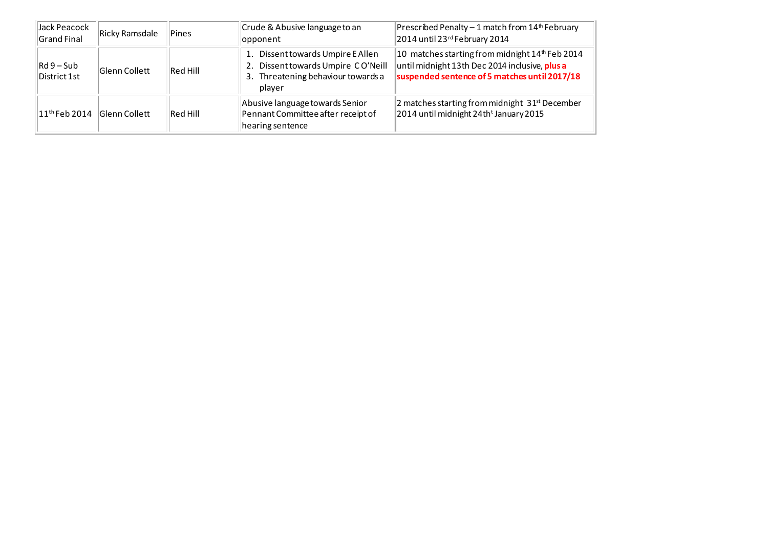| Jack Peacock Grand Final | Ricky Ramsdale | Pines | Crude & Abusive language to an opponent | Prescribed Penalty – 1 match from 14th February 2014 until 23rd February 2014 |
|---|---|---|---|---|
| Rd 9 – Sub District 1st | Glenn Collett | Red Hill | 1. Dissent towards Umpire E Allen<br>2. Dissent towards Umpire C O'Neill<br>3. Threatening behaviour towards a player | 10 matches starting from midnight 14th Feb 2014 until midnight 13th Dec 2014 inclusive, **plus a suspended sentence of 5 matches until 2017/18** |
| 11th Feb 2014 | Glenn Collett | Red Hill | Abusive language towards Senior Pennant Committee after receipt of hearing sentence | 2 matches starting from midnight 31st December 2014 until midnight 24th January 2015 |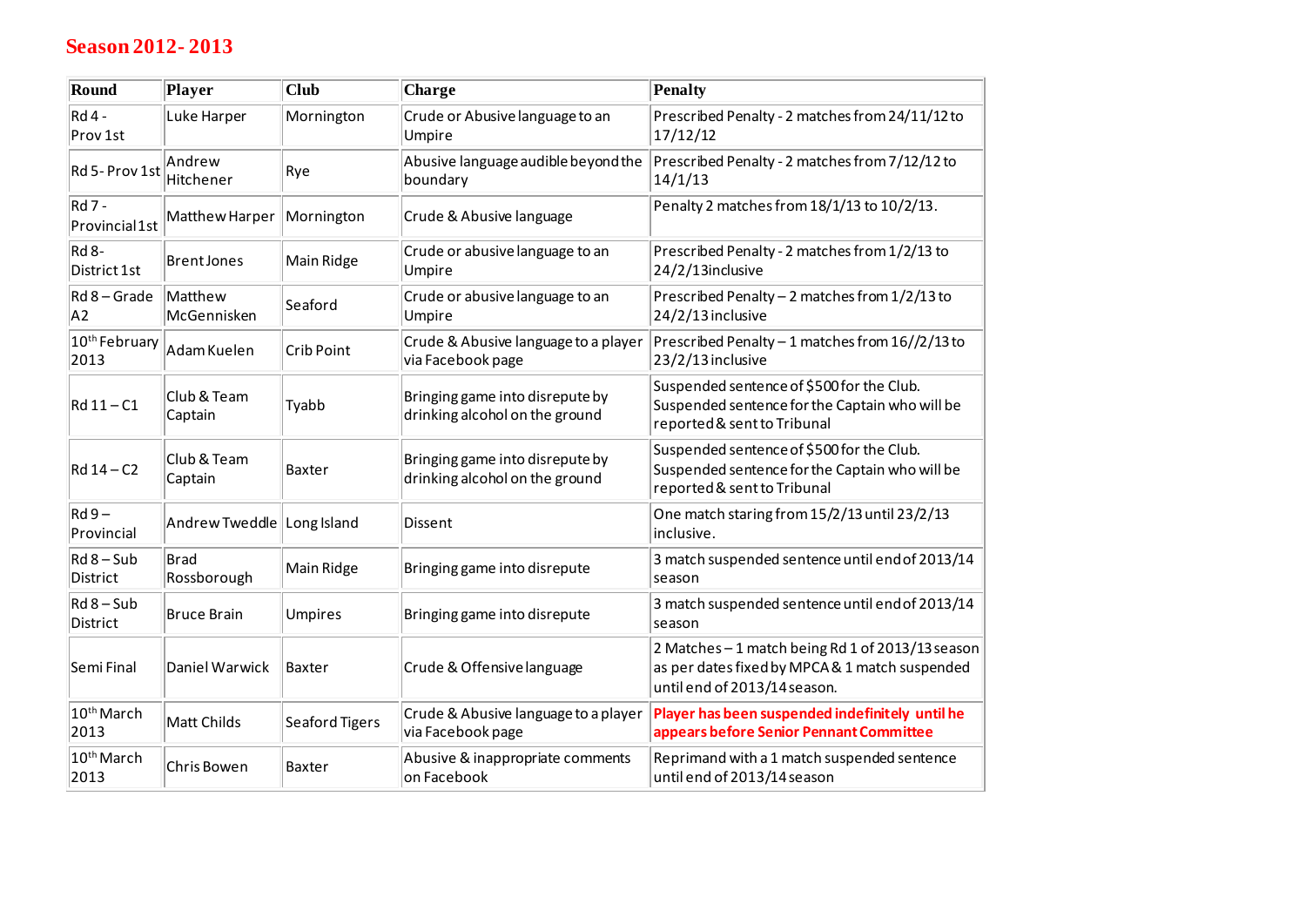# Season 2012- 2013

| Round | Player | Club | Charge | Penalty |
|---|---|---|---|---|
| Rd 4 - Prov 1st | Luke Harper | Mornington | Crude or Abusive language to an Umpire | Prescribed Penalty - 2 matches from 24/11/12 to 17/12/12 |
| Rd 5- Prov 1st | Andrew Hitchener | Rye | Abusive language audible beyond the boundary | Prescribed Penalty - 2 matches from 7/12/12 to 14/1/13 |
| Rd 7 - Provincial 1st | Matthew Harper | Mornington | Crude & Abusive language | Penalty 2 matches from 18/1/13 to 10/2/13. |
| Rd 8- District 1st | Brent Jones | Main Ridge | Crude or abusive language to an Umpire | Prescribed Penalty - 2 matches from 1/2/13 to 24/2/13inclusive |
| Rd 8 – Grade A2 | Matthew McGennisken | Seaford | Crude or abusive language to an Umpire | Prescribed Penalty – 2 matches from 1/2/13 to 24/2/13 inclusive |
| 10th February 2013 | Adam Kuelen | Crib Point | Crude & Abusive language to a player via Facebook page | Prescribed Penalty – 1 matches from 16//2/13 to 23/2/13 inclusive |
| Rd 11 – C1 | Club & Team Captain | Tyabb | Bringing game into disrepute by drinking alcohol on the ground | Suspended sentence of $500 for the Club. Suspended sentence for the Captain who will be reported & sent to Tribunal |
| Rd 14 – C2 | Club & Team Captain | Baxter | Bringing game into disrepute by drinking alcohol on the ground | Suspended sentence of $500 for the Club. Suspended sentence for the Captain who will be reported & sent to Tribunal |
| Rd 9 – Provincial | Andrew Tweddle | Long Island | Dissent | One match staring from 15/2/13 until 23/2/13 inclusive. |
| Rd 8 – Sub District | Brad Rossborough | Main Ridge | Bringing game into disrepute | 3 match suspended sentence until end of 2013/14 season |
| Rd 8 – Sub District | Bruce Brain | Umpires | Bringing game into disrepute | 3 match suspended sentence until end of 2013/14 season |
| Semi Final | Daniel Warwick | Baxter | Crude & Offensive language | 2 Matches – 1 match being Rd 1 of 2013/13 season as per dates fixed by MPCA & 1 match suspended until end of 2013/14 season. |
| 10th March 2013 | Matt Childs | Seaford Tigers | Crude & Abusive language to a player via Facebook page | **Player has been suspended indefinitely until he appears before Senior Pennant Committee** |
| 10th March 2013 | Chris Bowen | Baxter | Abusive & inappropriate comments on Facebook | Reprimand with a 1 match suspended sentence until end of 2013/14 season |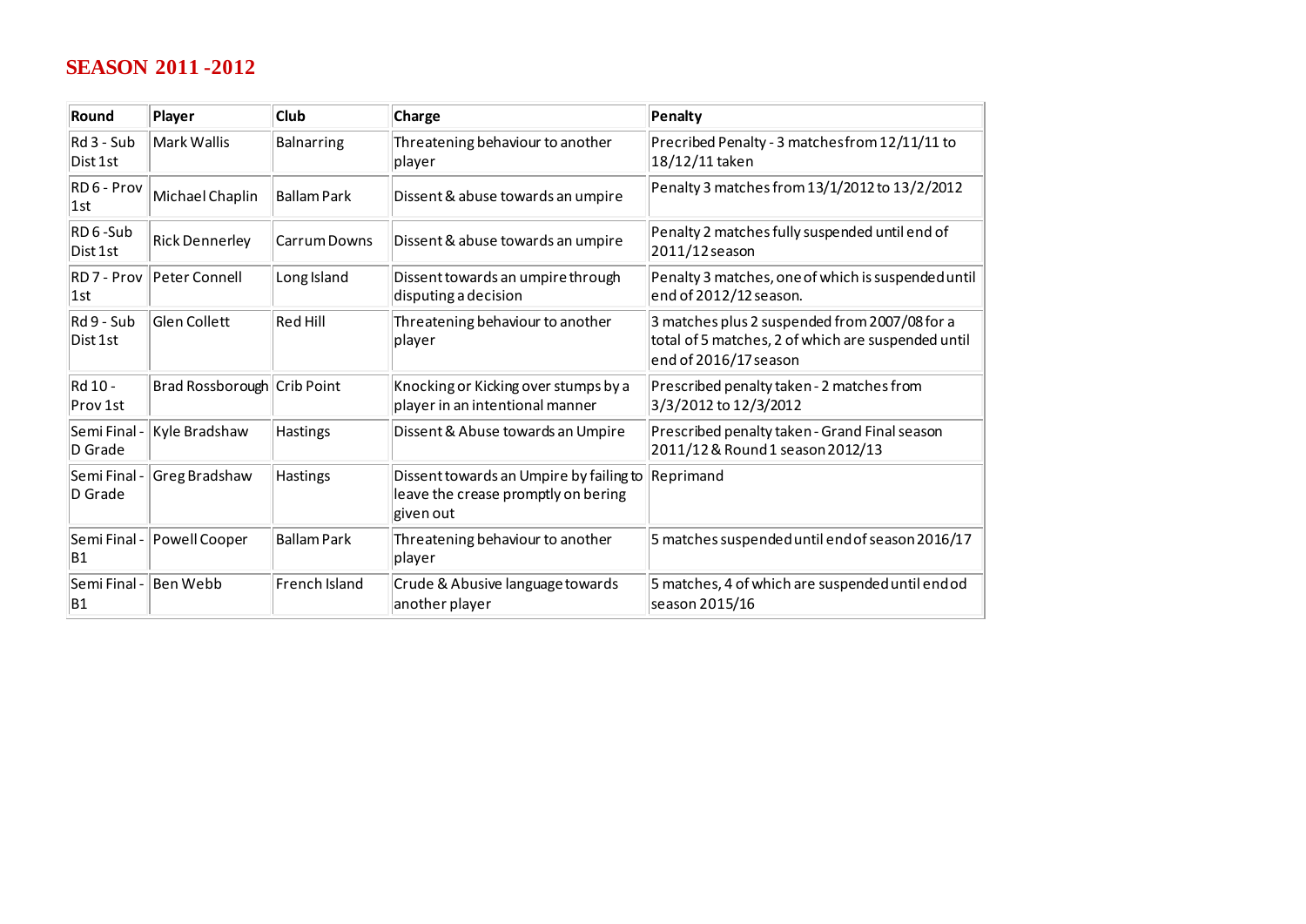## SEASON 2011 -2012

| Round | Player | Club | Charge | Penalty |
|---|---|---|---|---|
| Rd 3 - Sub Dist 1st | Mark Wallis | Balnarring | Threatening behaviour to another player | Precribed Penalty - 3 matches from 12/11/11 to 18/12/11 taken |
| RD 6 - Prov 1st | Michael Chaplin | Ballam Park | Dissent & abuse towards an umpire | Penalty 3 matches from 13/1/2012 to 13/2/2012 |
| RD 6 -Sub Dist 1st | Rick Dennerley | Carrum Downs | Dissent & abuse towards an umpire | Penalty 2 matches fully suspended until end of 2011/12 season |
| RD 7 - Prov 1st | Peter Connell | Long Island | Dissent towards an umpire through disputing a decision | Penalty 3 matches, one of which is suspended until end of 2012/12 season. |
| Rd 9 - Sub Dist 1st | Glen Collett | Red Hill | Threatening behaviour to another player | 3 matches plus 2 suspended from 2007/08 for a total of 5 matches, 2 of which are suspended until end of 2016/17 season |
| Rd 10 - Prov 1st | Brad Rossborough | Crib Point | Knocking or Kicking over stumps by a player in an intentional manner | Prescribed penalty taken - 2 matches from 3/3/2012 to 12/3/2012 |
| Semi Final - D Grade | Kyle Bradshaw | Hastings | Dissent & Abuse towards an Umpire | Prescribed penalty taken - Grand Final season 2011/12 & Round 1 season 2012/13 |
| Semi Final - D Grade | Greg Bradshaw | Hastings | Dissent towards an Umpire by failing to leave the crease promptly on bering given out | Reprimand |
| Semi Final - B1 | Powell Cooper | Ballam Park | Threatening behaviour to another player | 5 matches suspended until end of season 2016/17 |
| Semi Final - B1 | Ben Webb | French Island | Crude & Abusive language towards another player | 5 matches, 4 of which are suspended until end od season 2015/16 |